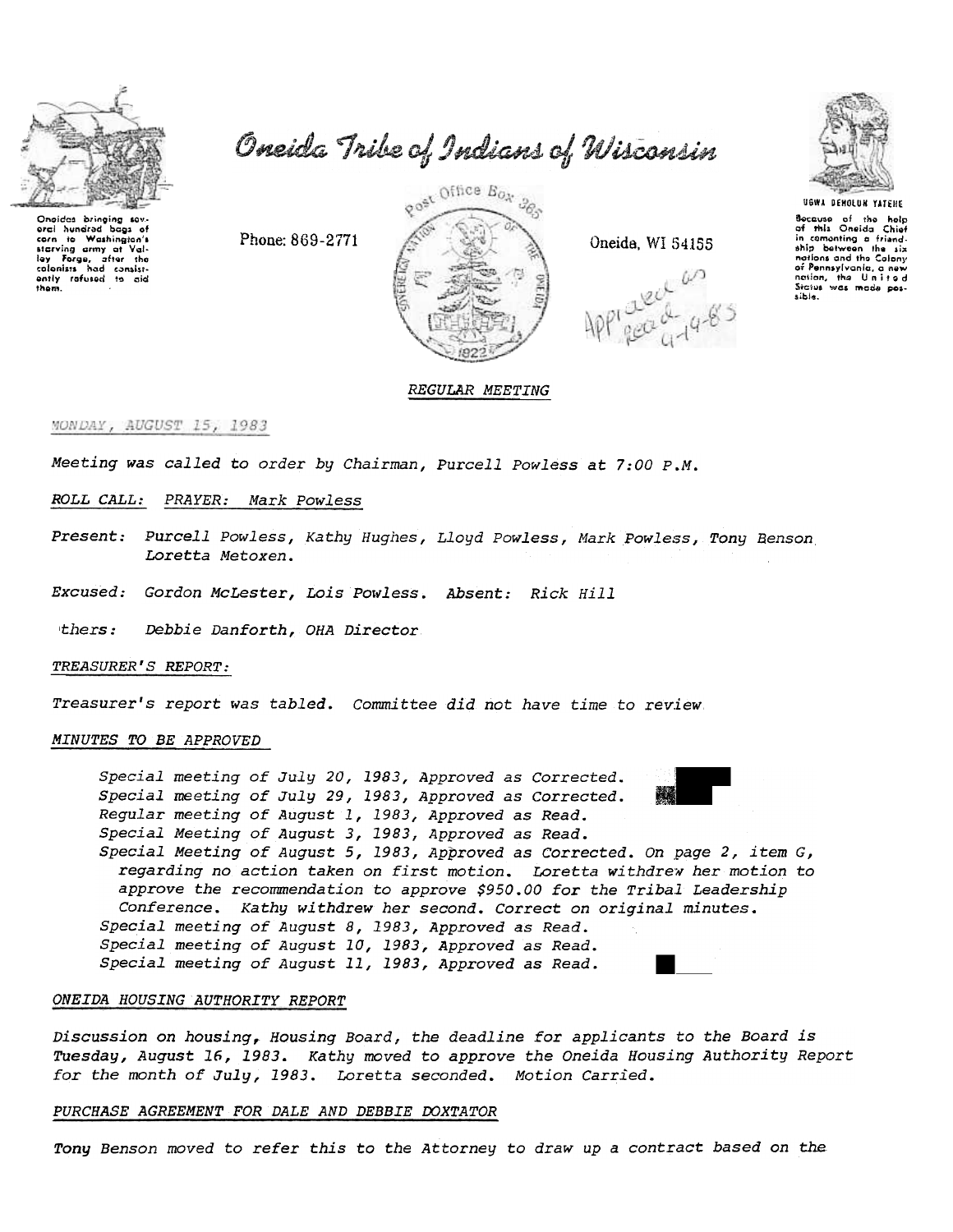# Oneida Tribe of Indians of Wisconsin

Oneidas bringing several hundred bags of corn to Washington's starving army at Valley Forge, after the colonists had consistently refused to aid them.

Phone: 869-2771

Post Office Box 365

Oneida, WI 54155

UGWA DEHOLUH YATEHE

Because of the help of this Oneida Chief in cementing a friendship between the six nations and the Colony of Pennsylvania, a new nation, the United States was made possible.

Approved as Read 9-19-83

## REGULAR MEETING

MONDAY, AUGUST 15, 1983

*Meeting was called to order by Chairman, Purcell Powless at 7:00 P.M.*

*ROLL CALL: PRAYER: Mark Powless*

*Present: Purcell Powless, Kathy Hughes, Lloyd Powless, Mark Powless, Tony Benson, Loretta Metoxen.*

*Excused: Gordon McLester, Lois Powless. Absent: Rick Hill*

*Others: Debbie Danforth, OHA Director*

*TREASURER'S REPORT:*

*Treasurer's report was tabled. Committee did not have time to review.*

*MINUTES TO BE APPROVED*

> *Special meeting of July 20, 1983, Approved as Corrected.*
> *Special meeting of July 29, 1983, Approved as Corrected.*
> *Regular meeting of August 1, 1983, Approved as Read.*
> *Special Meeting of August 3, 1983, Approved as Read.*
> *Special Meeting of August 5, 1983, Approved as Corrected. On page 2, item G, regarding no action taken on first motion. Loretta withdrew her motion to approve the recommendation to approve $950.00 for the Tribal Leadership Conference. Kathy withdrew her second. Correct on original minutes.*
> *Special meeting of August 8, 1983, Approved as Read.*
> *Special meeting of August 10, 1983, Approved as Read.*
> *Special meeting of August 11, 1983, Approved as Read.*

*ONEIDA HOUSING AUTHORITY REPORT*

*Discussion on housing, Housing Board, the deadline for applicants to the Board is Tuesday, August 16, 1983. Kathy moved to approve the Oneida Housing Authority Report for the month of July, 1983. Loretta seconded. Motion Carried.*

*PURCHASE AGREEMENT FOR DALE AND DEBBIE DOXTATOR*

*Tony Benson moved to refer this to the Attorney to draw up a contract based on the*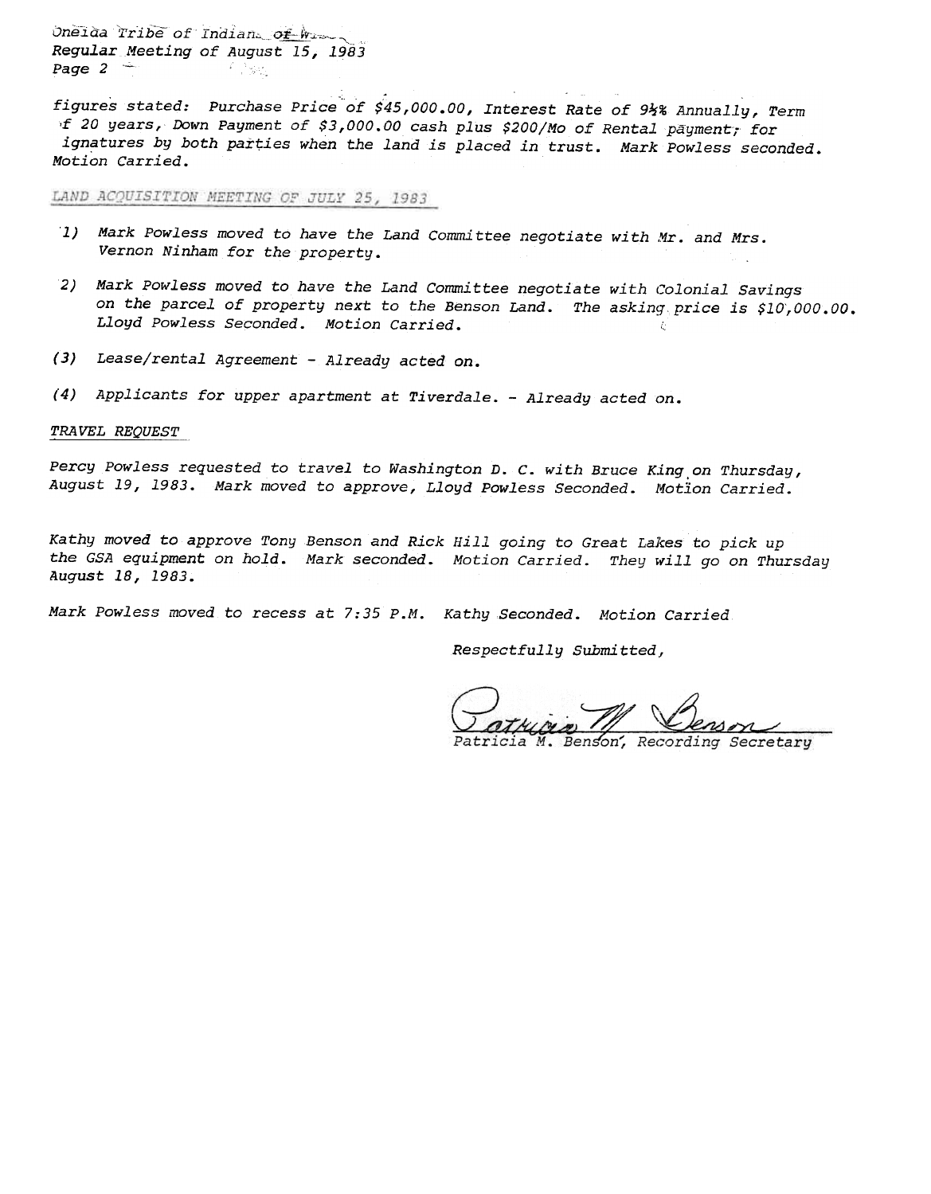figures stated: Purchase Price of $45,000.00, Interest Rate of 9½% Annually, Term of 20 years, Down Payment of $3,000.00 cash plus $200/Mo of Rental payment; for signatures by both parties when the land is placed in trust. Mark Powless seconded. Motion Carried.

LAND ACQUISITION MEETING OF JULY 25, 1983

1) Mark Powless moved to have the Land Committee negotiate with Mr. and Mrs. Vernon Ninham for the property.

2) Mark Powless moved to have the Land Committee negotiate with Colonial Savings on the parcel of property next to the Benson Land. The asking price is $10,000.00. Lloyd Powless Seconded. Motion Carried.

(3) Lease/rental Agreement - Already acted on.

(4) Applicants for upper apartment at Tiverdale. - Already acted on.

TRAVEL REQUEST

Percy Powless requested to travel to Washington D. C. with Bruce King on Thursday, August 19, 1983. Mark moved to approve, Lloyd Powless Seconded. Motion Carried.

Kathy moved to approve Tony Benson and Rick Hill going to Great Lakes to pick up the GSA equipment on hold. Mark seconded. Motion Carried. They will go on Thursday August 18, 1983.

Mark Powless moved to recess at 7:35 P.M. Kathy Seconded. Motion Carried

Respectfully Submitted,

Patricia M. Benson

Patricia M. Benson, Recording Secretary